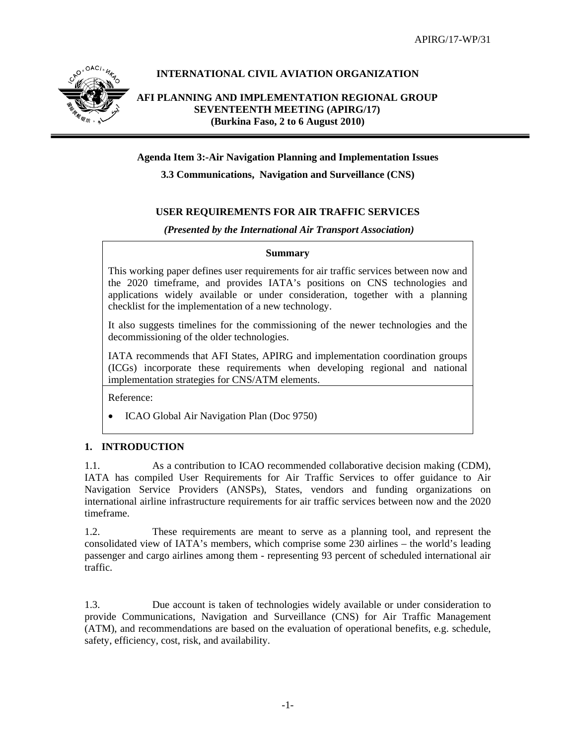APIRG/17-WP/31

**INTERNATIONAL CIVIL AVIATION ORGANIZATION**

**AFI PLANNING AND IMPLEMENTATION REGIONAL GROUP**
**SEVENTEENTH MEETING (APIRG/17)**
**(Burkina Faso, 2 to 6 August 2010)**

---

**Agenda Item 3:-Air Navigation Planning and Implementation Issues**

**3.3 Communications, Navigation and Surveillance (CNS)**

## USER REQUIREMENTS FOR AIR TRAFFIC SERVICES

*(Presented by the International Air Transport Association)*

> **Summary**
>
> This working paper defines user requirements for air traffic services between now and the 2020 timeframe, and provides IATA's positions on CNS technologies and applications widely available or under consideration, together with a planning checklist for the implementation of a new technology.
>
> It also suggests timelines for the commissioning of the newer technologies and the decommissioning of the older technologies.
>
> IATA recommends that AFI States, APIRG and implementation coordination groups (ICGs) incorporate these requirements when developing regional and national implementation strategies for CNS/ATM elements.
>
> Reference:
>
> - ICAO Global Air Navigation Plan (Doc 9750)

## 1. INTRODUCTION

1.1. As a contribution to ICAO recommended collaborative decision making (CDM), IATA has compiled User Requirements for Air Traffic Services to offer guidance to Air Navigation Service Providers (ANSPs), States, vendors and funding organizations on international airline infrastructure requirements for air traffic services between now and the 2020 timeframe.

1.2. These requirements are meant to serve as a planning tool, and represent the consolidated view of IATA's members, which comprise some 230 airlines – the world's leading passenger and cargo airlines among them - representing 93 percent of scheduled international air traffic.

1.3. Due account is taken of technologies widely available or under consideration to provide Communications, Navigation and Surveillance (CNS) for Air Traffic Management (ATM), and recommendations are based on the evaluation of operational benefits, e.g. schedule, safety, efficiency, cost, risk, and availability.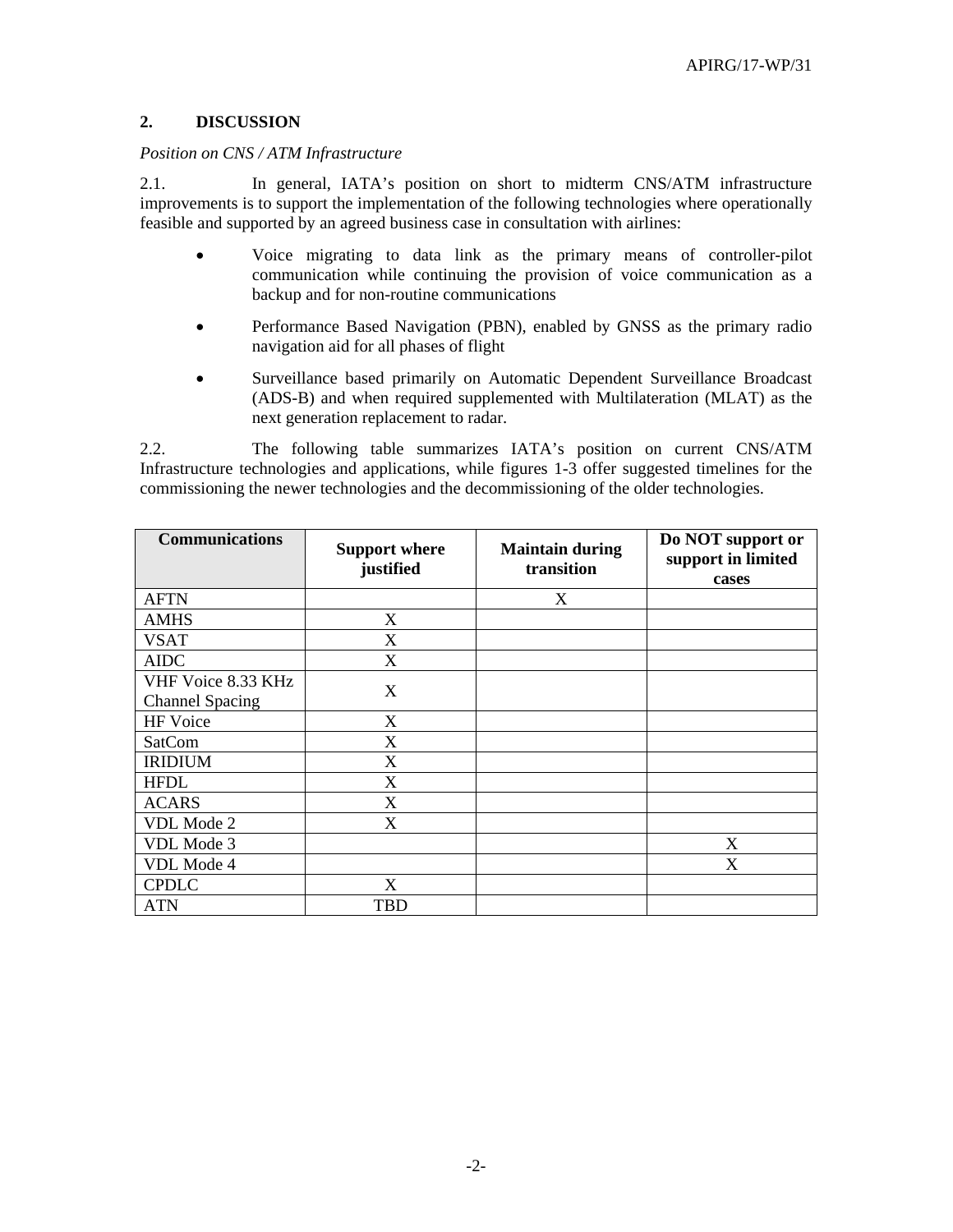## 2. DISCUSSION

*Position on CNS / ATM Infrastructure*

2.1. In general, IATA's position on short to midterm CNS/ATM infrastructure improvements is to support the implementation of the following technologies where operationally feasible and supported by an agreed business case in consultation with airlines:

- Voice migrating to data link as the primary means of controller-pilot communication while continuing the provision of voice communication as a backup and for non-routine communications
- Performance Based Navigation (PBN), enabled by GNSS as the primary radio navigation aid for all phases of flight
- Surveillance based primarily on Automatic Dependent Surveillance Broadcast (ADS-B) and when required supplemented with Multilateration (MLAT) as the next generation replacement to radar.

2.2. The following table summarizes IATA's position on current CNS/ATM Infrastructure technologies and applications, while figures 1-3 offer suggested timelines for the commissioning the newer technologies and the decommissioning of the older technologies.

| Communications | Support where justified | Maintain during transition | Do NOT support or support in limited cases |
|---|---|---|---|
| AFTN | | X | |
| AMHS | X | | |
| VSAT | X | | |
| AIDC | X | | |
| VHF Voice 8.33 KHz Channel Spacing | X | | |
| HF Voice | X | | |
| SatCom | X | | |
| IRIDIUM | X | | |
| HFDL | X | | |
| ACARS | X | | |
| VDL Mode 2 | X | | |
| VDL Mode 3 | | | X |
| VDL Mode 4 | | | X |
| CPDLC | X | | |
| ATN | TBD | | |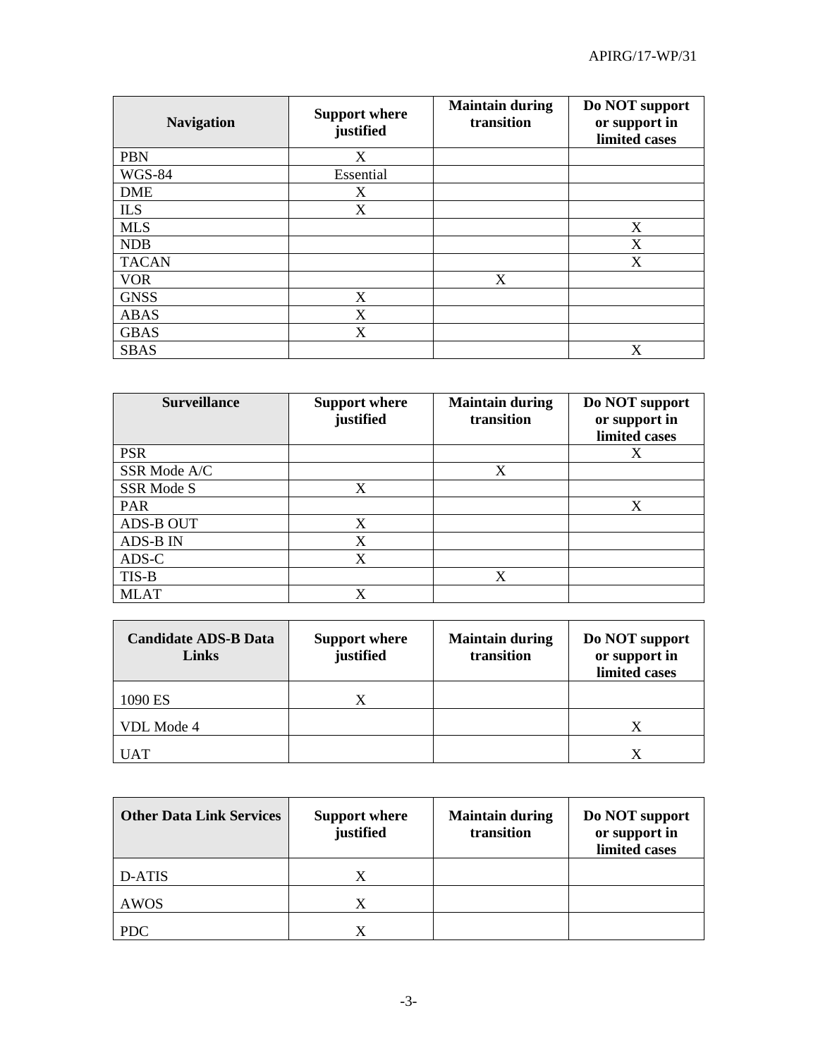| Navigation | Support where justified | Maintain during transition | Do NOT support or support in limited cases |
|---|---|---|---|
| PBN | X | | |
| WGS-84 | Essential | | |
| DME | X | | |
| ILS | X | | |
| MLS | | | X |
| NDB | | | X |
| TACAN | | | X |
| VOR | | X | |
| GNSS | X | | |
| ABAS | X | | |
| GBAS | X | | |
| SBAS | | | X |

| Surveillance | Support where justified | Maintain during transition | Do NOT support or support in limited cases |
|---|---|---|---|
| PSR | | | X |
| SSR Mode A/C | | X | |
| SSR Mode S | X | | |
| PAR | | | X |
| ADS-B OUT | X | | |
| ADS-B IN | X | | |
| ADS-C | X | | |
| TIS-B | | X | |
| MLAT | X | | |

| Candidate ADS-B Data Links | Support where justified | Maintain during transition | Do NOT support or support in limited cases |
|---|---|---|---|
| 1090 ES | X | | |
| VDL Mode 4 | | | X |
| UAT | | | X |

| Other Data Link Services | Support where justified | Maintain during transition | Do NOT support or support in limited cases |
|---|---|---|---|
| D-ATIS | X | | |
| AWOS | X | | |
| PDC | X | | |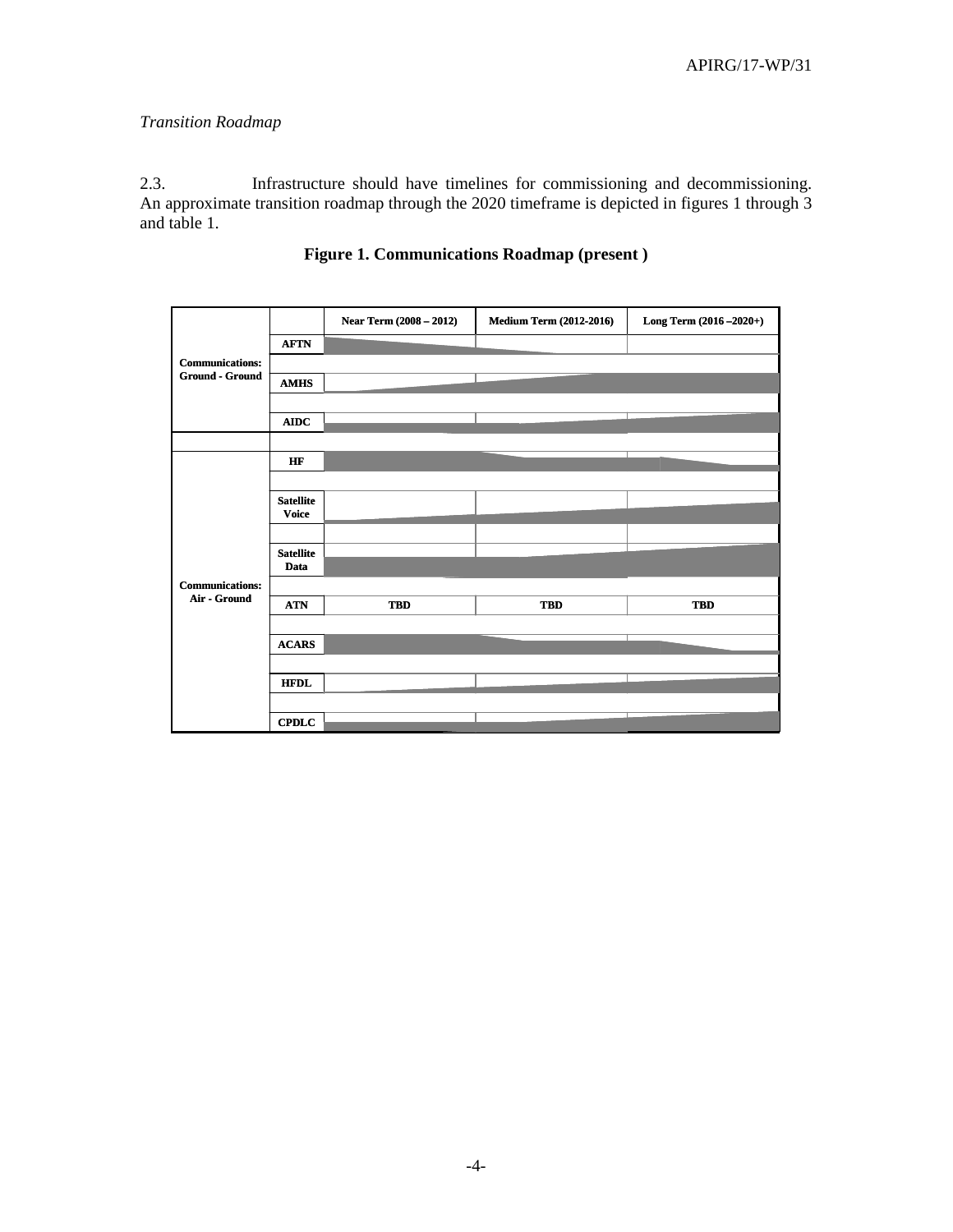*Transition Roadmap*

2.3. Infrastructure should have timelines for commissioning and decommissioning. An approximate transition roadmap through the 2020 timeframe is depicted in figures 1 through 3 and table 1.

**Figure 1. Communications Roadmap (present )**

| | | Near Term (2008 – 2012) | Medium Term (2012-2016) | Long Term (2016 –2020+) |
|---|---|---|---|---|
| Communications: Ground - Ground | AFTN | | | |
| | AMHS | | | |
| | AIDC | | | |
| Communications: Air - Ground | HF | | | |
| | Satellite Voice | | | |
| | Satellite Data | | | |
| | ATN | TBD | TBD | TBD |
| | ACARS | | | |
| | HFDL | | | |
| | CPDLC | | | |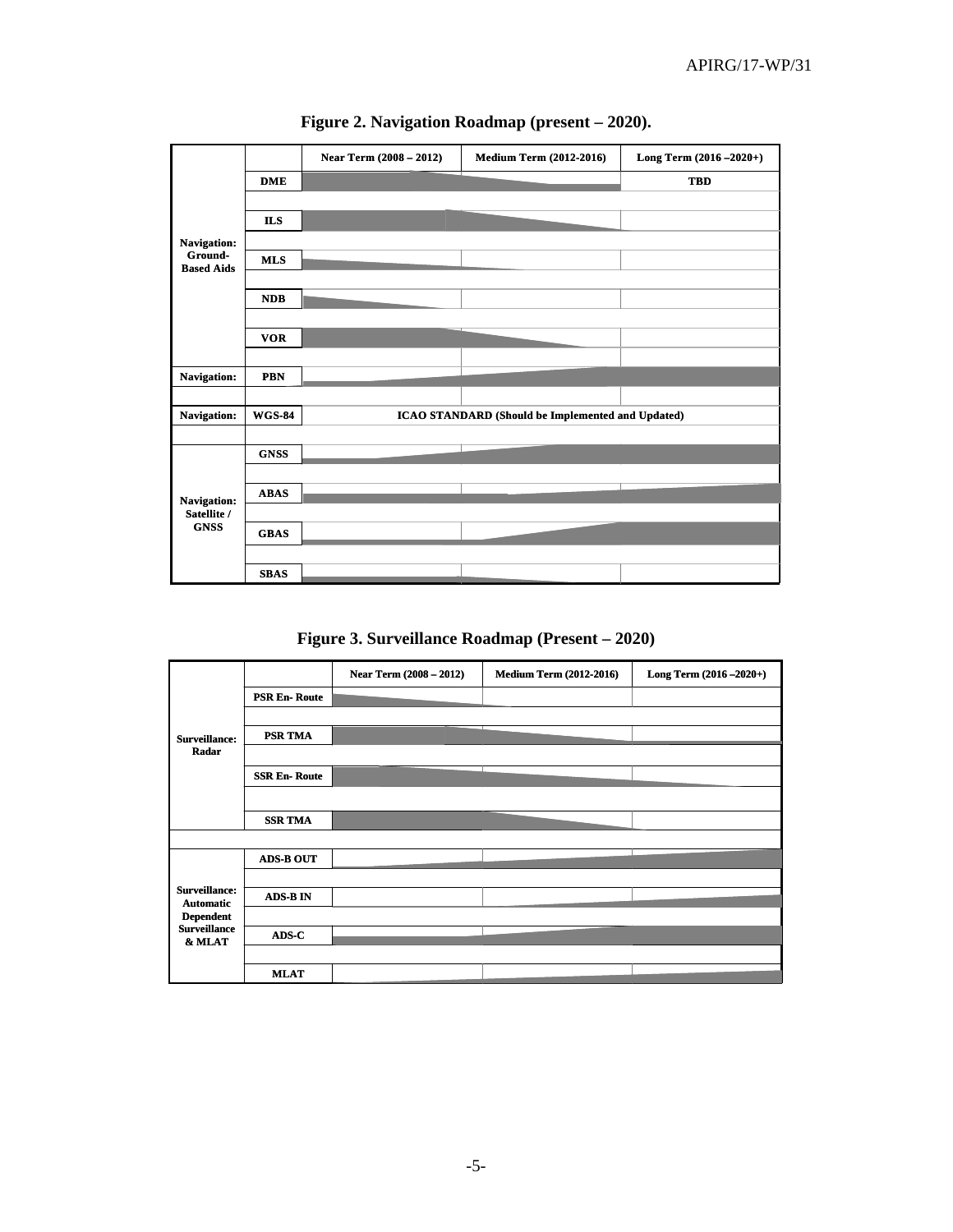**Figure 2. Navigation Roadmap (present – 2020).**

| | | Near Term (2008 – 2012) | Medium Term (2012-2016) | Long Term (2016 –2020+) |
|---|---|---|---|---|
| Navigation: Ground-Based Aids | DME | | | TBD |
| | ILS | | | |
| | MLS | | | |
| | NDB | | | |
| | VOR | | | |
| Navigation: | PBN | | | |
| Navigation: | WGS-84 | ICAO STANDARD (Should be Implemented and Updated) | | |
| Navigation: Satellite / GNSS | GNSS | | | |
| | ABAS | | | |
| | GBAS | | | |
| | SBAS | | | |

**Figure 3. Surveillance Roadmap (Present – 2020)**

| | | Near Term (2008 – 2012) | Medium Term (2012-2016) | Long Term (2016 –2020+) |
|---|---|---|---|---|
| Surveillance: Radar | PSR En- Route | | | |
| | PSR TMA | | | |
| | SSR En- Route | | | |
| | SSR TMA | | | |
| Surveillance: Automatic Dependent Surveillance & MLAT | ADS-B OUT | | | |
| | ADS-B IN | | | |
| | ADS-C | | | |
| | MLAT | | | |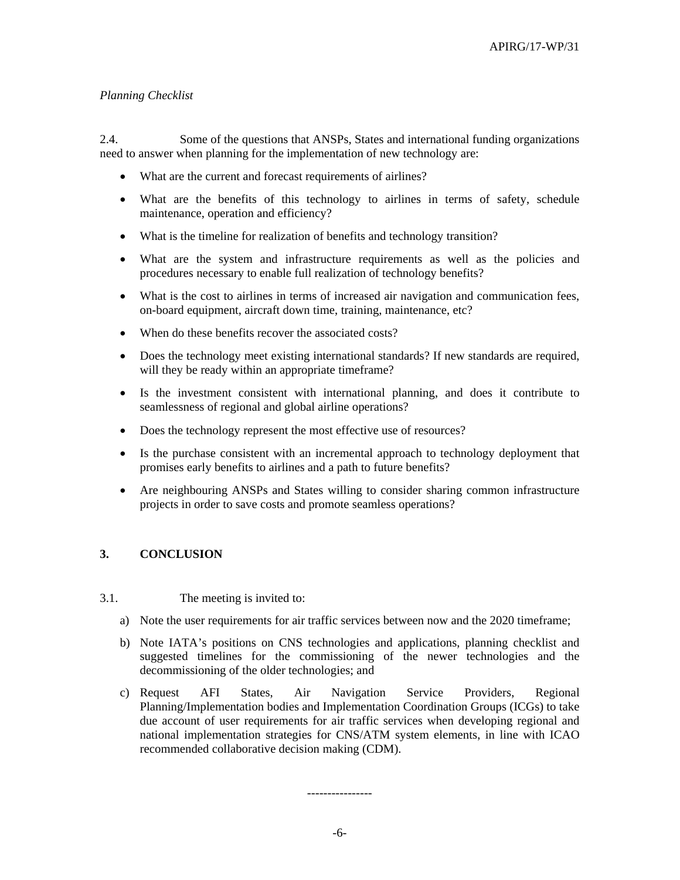*Planning Checklist*

2.4. Some of the questions that ANSPs, States and international funding organizations need to answer when planning for the implementation of new technology are:

- What are the current and forecast requirements of airlines?
- What are the benefits of this technology to airlines in terms of safety, schedule maintenance, operation and efficiency?
- What is the timeline for realization of benefits and technology transition?
- What are the system and infrastructure requirements as well as the policies and procedures necessary to enable full realization of technology benefits?
- What is the cost to airlines in terms of increased air navigation and communication fees, on-board equipment, aircraft down time, training, maintenance, etc?
- When do these benefits recover the associated costs?
- Does the technology meet existing international standards? If new standards are required, will they be ready within an appropriate timeframe?
- Is the investment consistent with international planning, and does it contribute to seamlessness of regional and global airline operations?
- Does the technology represent the most effective use of resources?
- Is the purchase consistent with an incremental approach to technology deployment that promises early benefits to airlines and a path to future benefits?
- Are neighbouring ANSPs and States willing to consider sharing common infrastructure projects in order to save costs and promote seamless operations?

## 3. CONCLUSION

3.1. The meeting is invited to:

a) Note the user requirements for air traffic services between now and the 2020 timeframe;

b) Note IATA's positions on CNS technologies and applications, planning checklist and suggested timelines for the commissioning of the newer technologies and the decommissioning of the older technologies; and

c) Request AFI States, Air Navigation Service Providers, Regional Planning/Implementation bodies and Implementation Coordination Groups (ICGs) to take due account of user requirements for air traffic services when developing regional and national implementation strategies for CNS/ATM system elements, in line with ICAO recommended collaborative decision making (CDM).

----------------